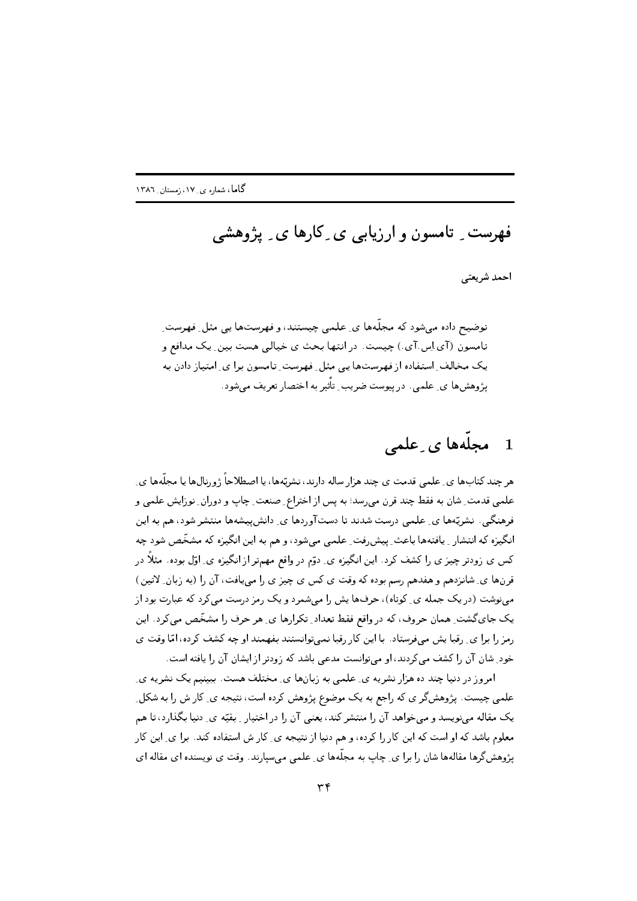# فهرست ـ تامسون و ارزیابی ی ـ کارها ی ـ پژوهشی

احمد شریعتی

توضیح داده می‌شود که مجلّه‌ها ی ـ علمی چیستند، و فهرست‌ها یی مثل ـ فهرست ـ تامسون (آی.اس.آی.) چیست. در انتها بحث ی خیالی هست بین ـ یک مدافع و یک مخالف ـ استفاده از فهرست‌ها یی مثل ـ فهرست ـ تامسون برا ی ـ امتیاز دادن به پژوهش‌ها ی ـ علمی. در پیوست ضریب ـ تأثیر به اختصار تعریف می‌شود.

## 1 مجلّه‌ها ی ـ علمی

هر چند کتاب‌ها ی ـ علمی قدمت ی چند هزار ساله دارند، نشریّه‌ها، یا اصطلاحاً ژورنال‌ها یا مجلّه‌ها ی ـ علمی قدمت ـ شان به فقط چند قرن می‌رسد؛ به پس از اختراع ـ صنعت ـ چاپ و دوران ـ نوزایش علمی و فرهنگی. نشریّه‌ها ی ـ علمی درست شدند تا دست‌آوردها ی ـ دانش‌پیشه‌ها منتشر شود، هم به این انگیزه که انتشار ـ یافته‌ها باعث ـ پیش‌رفت ـ علمی می‌شود، و هم به این انگیزه که مشخّص شود چه کس ی زودتر چیز ی را کشف کرد. این انگیزه ی ـ دوّم در واقع مهم‌تر از انگیزه ی ـ اوّل بوده. مثلاً در قرن‌ها ی ـ شانزدهم و هفدهم رسم بوده که وقت ی کس ی چیز ی را می‌یافت، آن را (به زبان ـ لاتین) می‌نوشت (در یک جمله ی ـ کوتاه)، حرف‌ها یش را می‌شمرد و یک رمز درست می‌کرد که عبارت بود از یک جای‌گشت ـ همان حروف، که در واقع فقط تعداد ـ تکرارها ی ـ هر حرف را مشخّص می‌کرد. این رمز را برا ی ـ رقبا یش می‌فرستاد. با این کار رقبا نمی‌توانستند بفهمند او چه کشف کرده، امّا وقت ی خود ـ شان آن را کشف می‌کردند، او می‌توانست مدعی باشد که زودتر از ایشان آن را یافته است.

امروز در دنیا چند ده هزار نشریه ی ـ علمی به زبان‌ها ی ـ مختلف هست. ببینیم یک نشریه ی ـ علمی چیست. پژوهش‌گر ی که راجع به یک موضوع پژوهش کرده است، نتیجه ی ـ کار ش را به شکل ـ یک مقاله می‌نویسد و می‌خواهد آن را منتشر کند، یعنی آن را در اختیار ـ بقیّه ی ـ دنیا بگذارد، تا هم معلوم باشد که او است که این کار را کرده، و هم دنیا از نتیجه ی ـ کار ش استفاده کند. برا ی ـ این کار پژوهش‌گرها مقاله‌ها شان را برا ی ـ چاپ به مجلّه‌ها ی ـ علمی می‌سپارند. وقت ی نویسنده ای مقاله ای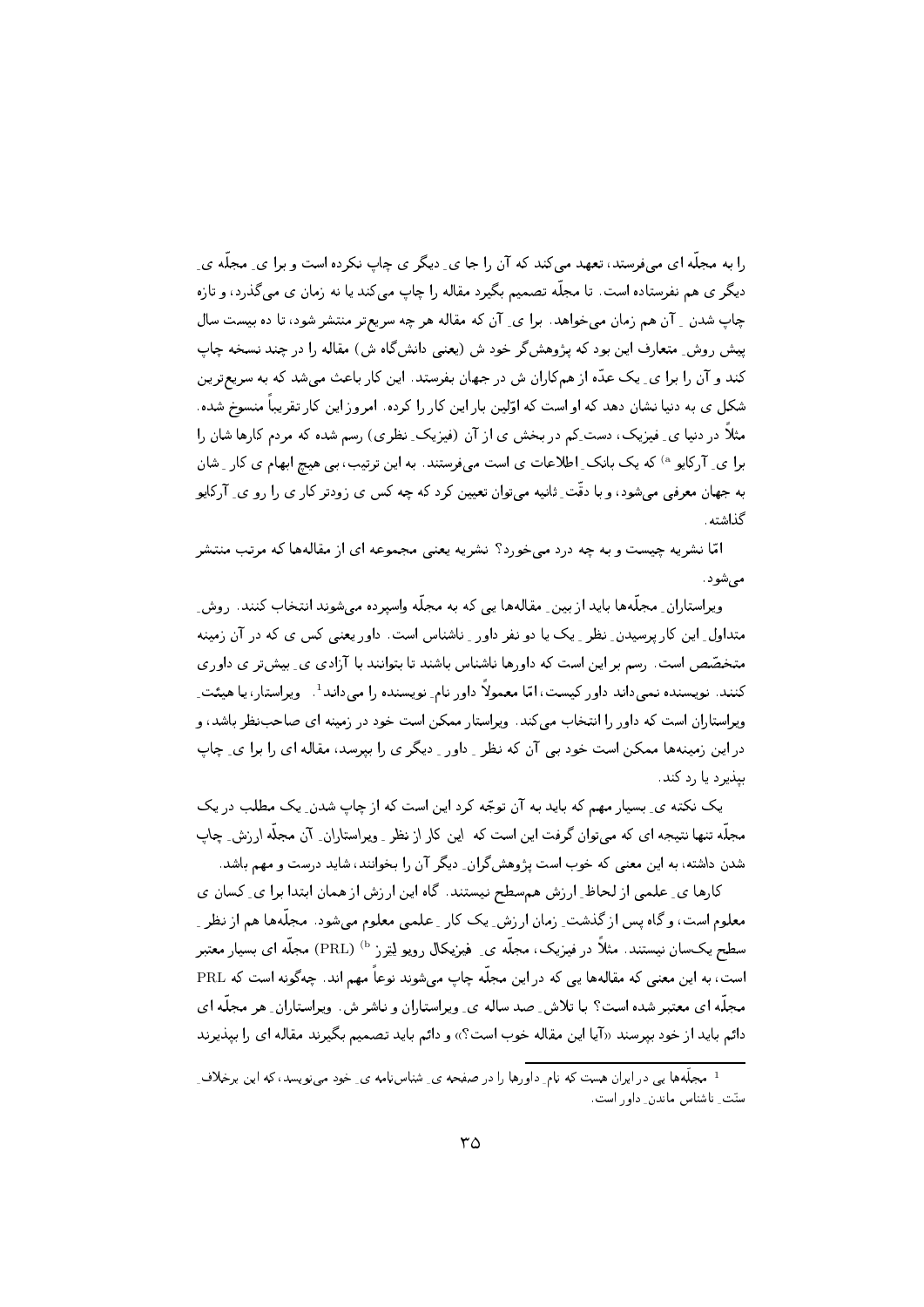را به مجلّه ای می‌فرستد، تعهد می‌کند که آن را جا ی ِ دیگر ی چاپ نکرده است و برا ی ِ مجلّه ی ِ دیگر ی هم نفرستاده است. تا مجلّه تصمیم بگیرد مقاله را چاپ می‌کند یا نه زمان ی می‌گذرد، و تازه چاپ شدن ِ آن هم زمان می‌خواهد. برا ی ِ آن که مقاله هر چه سریع‌تر منتشر شود، تا ده بیست سال پیش روش ِ متعارف این بود که پژوهش‌گر خود ش (یعنی دانش‌گاه ش) مقاله را در چند نسخه چاپ کند و آن را برا ی ِ یک عدّه از هم‌کاران ش در جهان بفرستد. این کار باعث می‌شد که به سریع‌ترین شکل ی به دنیا نشان دهد که او است که اوّلین بار این کار را کرده. امروز این کار تقریباً منسوخ شده. مثلاً در دنیا ی ِ فیزیک، دست ِکم در بخش ی از آن (فیزیک ِ نظری) رسم شده که مردم کارها شان را برا ی ِ آرکایو [a] که یک بانک ِ اطلاعات ی است می‌فرستند. به این ترتیب، بی هیچ ابهام ی کار ِ شان به جهان معرفی می‌شود، و با دقّت ِ ثانیه می‌توان تعیین کرد که چه کس ی زودتر کار ی را رو ی ِ آرکایو گذاشته.

امّا نشریه چیست و به چه درد می‌خورد؟ نشریه یعنی مجموعه ای از مقاله‌ها که مرتب منتشر می‌شود.

ویراستاران ِ مجلّه‌ها باید از بین ِ مقاله‌ها یی که به مجلّه واسپرده می‌شوند انتخاب کنند. روش ِ متداول ِ این کار پرسیدن ِ نظر ِ یک یا دو نفر داور ِ ناشناس است. داور یعنی کس ی که در آن زمینه متخصّص است. رسم بر این است که داورها ناشناس باشند تا بتوانند با آزادی ِ بیش‌تر ی داوری کنند. نویسنده نمی‌داند داور کیست، امّا معمولاً داور نام ِ نویسنده را می‌داند[1]. ویراستار، یا هیئت ِ ویراستاران است که داور را انتخاب می‌کند. ویراستار ممکن است خود در زمینه ای صاحب‌نظر باشد، و در این زمینه‌ها ممکن است خود بی آن که نظر ِ داور ِ دیگر ی را بپرسد، مقاله ای را برا ی ِ چاپ بپذیرد یا رد کند.

یک نکته ی ِ بسیار مهم که باید به آن توجّه کرد این است که از چاپ شدن ِ یک مطلب در یک مجلّه تنها نتیجه ای که می‌توان گرفت این است که این کار از نظر ِ ویراستاران ِ آن مجلّه ارزش ِ چاپ شدن داشته، به این معنی که خوب است پژوهش‌گران ِ دیگر آن را بخوانند، شاید درست و مهم باشد.

کارها ی ِ علمی از لحاظ ِ ارزش هم‌سطح نیستند. گاه این ارزش از همان ابتدا برا ی ِ کسان ی معلوم است، و گاه پس از گذشت ِ زمان ارزش ِ یک کار ِ علمی معلوم می‌شود. مجلّه‌ها هم از نظر ِ سطح یک‌سان نیستند. مثلاً در فیزیک، مجلّه ی ِ فیزیکال رویو لِترز [b] (PRL) مجلّه ای بسیار معتبر است، به این معنی که مقاله‌ها یی که در این مجلّه چاپ می‌شوند نوعاً مهم اند. چه‌گونه است که PRL مجلّه ای معتبر شده است؟ با تلاش ِ صد ساله ی ِ ویراستاران و ناشر ش. ویراستاران ِ هر مجلّه ای دائم باید از خود بپرسند «آیا این مقاله خوب است؟» و دائم باید تصمیم بگیرند مقاله ای را بپذیرند

[1] مجلّه‌ها یی در ایران هست که نام ِ داورها را در صفحه ی ِ شناس‌نامه ی ِ خود می‌نویسد، که این برخلاف ِ سنّت ِ ناشناس ماندن ِ داور است.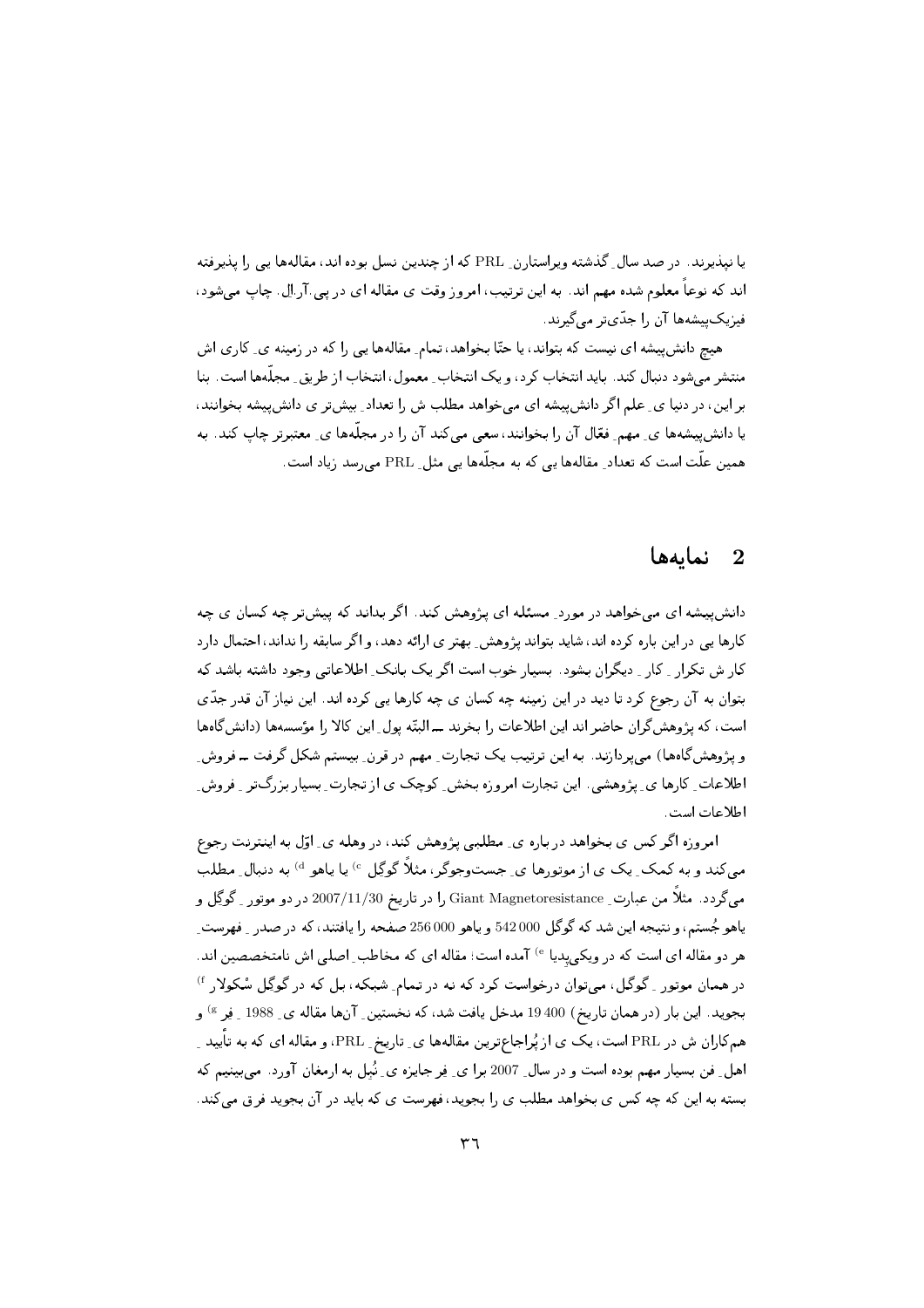یا نپذیرند. در صد سال ِ گذشته ویراستاران ِ PRL که از چندین نسل بوده اند، مقاله‌ها یی را پذیرفته اند که نوعاً معلوم شده مهم اند. به این ترتیب، امروز وقت ی مقاله ای در پی.آر.اِل. چاپ می‌شود، فیزیک‌پیشه‌ها آن را جدّی‌تر می‌گیرند.

هیچ دانش‌پیشه ای نیست که بتواند، یا حتّا بخواهد، تمام ِ مقاله‌ها یی را که در زمینه ی ِ کاری اش منتشر می‌شود دنبال کند. باید انتخاب کرد، و یک انتخاب ِ معمول، انتخاب از طریق ِ مجلّه‌ها است. بنا بر این، در دنیا ی ِ علم اگر دانش‌پیشه ای می‌خواهد مطلب ش را تعداد ِ بیش‌تر ی دانش‌پیشه بخوانند، یا دانش‌پیشه‌ها ی ِ مهم ِ فعّال آن را بخوانند، سعی می‌کند آن را در مجلّه‌ها ی ِ معتبرتر چاپ کند. به همین علّت است که تعداد ِ مقاله‌ها یی که به مجلّه‌ها یی مثل ِ PRL می‌رسد زیاد است.

## 2 نمایه‌ها

دانش‌پیشه ای می‌خواهد در مورد ِ مسئله ای پژوهش کند. اگر بداند که پیش‌تر چه کسان ی چه کارها یی در این باره کرده اند، شاید بتواند پژوهش ِ بهتر ی ارائه دهد، و اگر سابقه را نداند، احتمال دارد کار ش تکرار ِ کار ِ دیگران بشود. بسیار خوب است اگر یک بانک ِ اطلاعاتی وجود داشته باشد که بتوان به آن رجوع کرد تا دید در این زمینه چه کسان ی چه کارها یی کرده اند. این نیاز آن قدر جدّی است، که پژوهش‌گران حاضر اند این اطلاعات را بخرند ــ البتّه پول ِ این کالا را مؤسسه‌ها (دانش‌گاه‌ها و پژوهش‌گاه‌ها) می‌پردازند. به این ترتیب یک تجارت ِ مهم در قرن ِ بیستم شکل گرفت ــ فروش ِ اطلاعات ِ کارها ی ِ پژوهشی. این تجارت امروزه بخش ِ کوچک ی از تجارت ِ بسیار بزرگ‌تر ِ فروش ِ اطلاعات است.

امروزه اگر کس ی بخواهد در باره ی ِ مطلبی پژوهش کند، در وهله ی ِ اوّل به اینترنت رجوع می‌کند و به کمک ِ یک ی از موتورها ی ِ جست‌وجوگر، مثلاً گوگل [c] یا یاهو [d] به دنبال ِ مطلب می‌گردد. مثلاً من عبارت ِ Giant Magnetoresistance را در تاریخ 2007/11/30 در دو موتور ِ گوگل و یاهو جُستم، و نتیجه این شد که گوگل 542 000 و یاهو 256 000 صفحه را یافتند، که در صدر ِ فهرست ِ هر دو مقاله ای است که در ویکی‌پدیا [e] آمده است: مقاله ای که مخاطب ِ اصلی اش نامتخصصین اند. در همان موتور ِ گوگل، می‌توان درخواست کرد که نه در تمام ِ شبکه، بل که در گوگل سْکولار [f] بجوید. این بار (در همان تاریخ) 19 400 مدخل یافت شد، که نخستین ِ آن‌ها مقاله ی ِ 1988 ِ فِر [g] و هم‌کاران ش در PRL است، یک ی از پُرارجاع‌ترین مقاله‌ها ی ِ تاریخ ِ PRL، و مقاله ای که به تأیید ِ اهل ِ فن بسیار مهم بوده است و در سال ِ 2007 برا ی ِ فِر جایزه ی ِ نُبل به ارمغان آورد. می‌بینیم که بسته به این که چه کس ی بخواهد مطلب ی را بجوید، فهرست ی که باید در آن بجوید فرق می‌کند.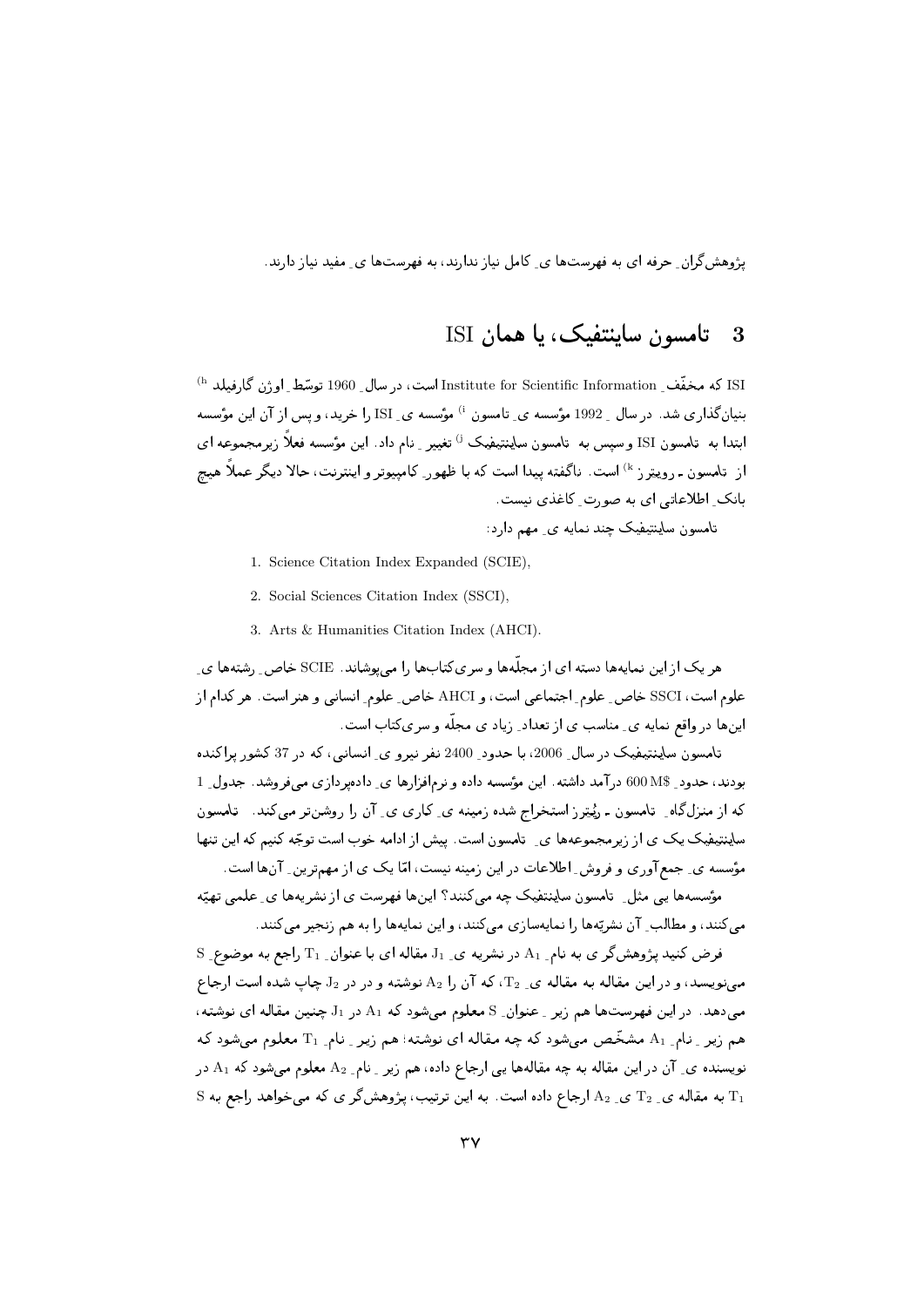پژوهش‌گران ِ حرفه ای به فهرست‌ها ی ِ کامل نیاز ندارند، به فهرست‌ها ی ِ مفید نیاز دارند.

## 3 تامسون ساینتفیک، یا همان ISI

ISI که مخفّف ِ Institute for Scientific Information است، در سال ِ 1960 توسّط ِ اوژن گارفیلد [h] بنیان‌گذاری شد. در سال ِ 1992 مؤسسه ی ِ تامسون [i] مؤسسه ی ِ ISI را خرید، و پس از آن این مؤسسه ابتدا به تامسون ISI و سپس به تامسون ساینتیفیک [j] تغییر ِ نام داد. این مؤسسه فعلاً زیرمجموعه ای از تامسون ـ رویترز [k] است. ناگفته پیدا است که با ظهور ِ کامپیوتر و اینترنت، حالا دیگر عملاً هیچ بانک ِ اطلاعاتی ای به صورت ِ کاغذی نیست.

تامسون ساینتیفیک چند نمایه ی ِ مهم دارد:

1. Science Citation Index Expanded (SCIE),
2. Social Sciences Citation Index (SSCI),
3. Arts & Humanities Citation Index (AHCI).

هر یک از این نمایه‌ها دسته ای از مجلّه‌ها و سری‌کتاب‌ها را می‌پوشاند. SCIE خاص ِ رشته‌ها ی ِ علوم است، SSCI خاص ِ علوم ِ اجتماعی است، و AHCI خاص ِ علوم ِ انسانی و هنر است. هر کدام از این‌ها در واقع نمایه ی ِ مناسب ی از تعداد ِ زیاد ی مجلّه و سری‌کتاب است.

تامسون ساینتیفیک در سال ِ 2006، با حدود ِ 2400 نفر نیرو ی ِ انسانی، که در 37 کشور پراکنده بودند، حدود ِ 600 M$ درآمد داشته. این مؤسسه داده و نرم‌افزارها ی ِ داده‌پردازی می‌فروشد. جدول ِ 1 که از منزل‌گاه ِ تامسون ـ رُیترز استخراج شده زمینه ی ِ کاری ی ِ آن را روشن‌تر می‌کند. تامسون ساینتیفیک یک ی از زیرمجموعه‌ها ی ِ تامسون است. پیش از ادامه خوب است توجّه کنیم که این تنها مؤسسه ی ِ جمع‌آوری و فروش ِ اطلاعات در این زمینه نیست، امّا یک ی از مهم‌ترین ِ آن‌ها است.

مؤسسه‌ها یی مثل ِ تامسون ساینتیفیک چه می‌کنند؟ این‌ها فهرست ی از نشریه‌ها ی ِ علمی تهیّه می‌کنند، و مطالب ِ آن نشریّه‌ها را نمایه‌سازی می‌کنند، و این نمایه‌ها را به هم زنجیر می‌کنند.

فرض کنید پژوهش‌گر ی به نام ِ $A_1$ در نشریه ی ِ $J_1$ مقاله ای با عنوان ِ $T_1$ راجع به موضوع ِ S می‌نویسد، و در این مقاله به مقاله ی ِ $T_2$، که آن را $A_2$ نوشته و در در $J_2$ چاپ شده است ارجاع می‌دهد. در این فهرست‌ها هم زیر ِ عنوان ِ S معلوم می‌شود که $A_1$ در $J_1$ چنین مقاله ای نوشته، هم زیر ِ نام ِ $A_1$ مشخّص می‌شود که چه مقاله ای نوشته؛ هم زیر ِ نام ِ $T_1$ معلوم می‌شود که نویسنده ی ِ آن در این مقاله به چه مقاله‌ها یی ارجاع داده، هم زیر ِ نام ِ $A_2$ معلوم می‌شود که $A_1$ در $T_1$ به مقاله ی ِ $T_2$ ی ِ $A_2$ ارجاع داده است. به این ترتیب، پژوهش‌گر ی که می‌خواهد راجع به S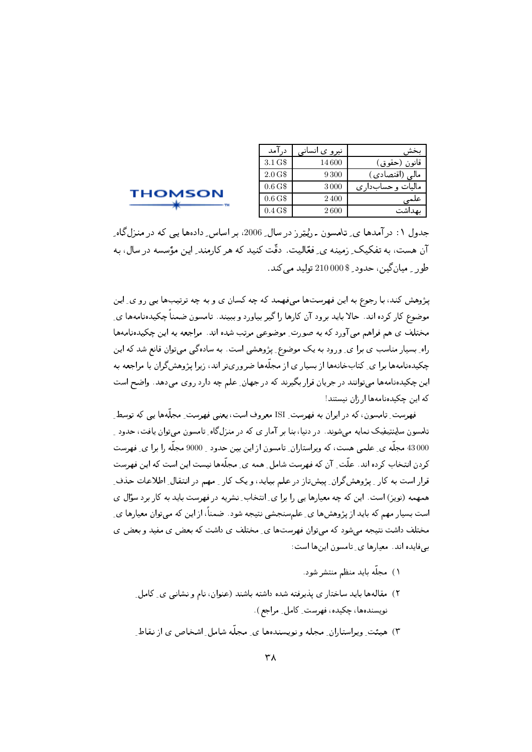| بخش | نیرو ی انسانی | درآمد |
|---|---|---|
| قانون (حقوق) | 14 600 | 3.1 G$ |
| مالی (اقتصادی) | 9 300 | 2.0 G$ |
| مالیات و حساب‌داری | 3 000 | 0.6 G$ |
| علمی | 2 400 | 0.6 G$ |
| بهداشت | 2 600 | 0.4 G$ |

THOMSON

جدول ۱: درآمدها ی ِ تامسون ـ رُیترز در سال ِ 2006، بر اساس ِ داده‌ها یی که در منزل‌گاه ِ آن هست، به تفکیک ِ زمینه ی ِ فعّالیت. دقّت کنید که هر کارمند ِ این مؤسسه در سال، به طور ِ میان‌گین، حدود ِ $ 210 000 تولید می کند.

پژوهش کند، با رجوع به این فهرست‌ها می‌فهمد که چه کسان ی و به چه ترتیب‌ها یی رو ی ِ این موضوع کار کرده اند. حالا باید برود آن کارها را گیر بیاورد و ببیند. تامسون ضمناً چکیده‌نامه‌ها ی ِ مختلف ی هم فراهم می آورد که به صورت ِ موضوعی مرتب شده اند. مراجعه به این چکیده‌نامه‌ها راه ِ بسیار مناسب ی برا ی ِ ورود به یک موضوع ِ پژوهشی است. به سادگی می‌توان قانع شد که این چکیده‌نامه‌ها برا ی ِ کتاب‌خانه‌ها از بسیار ی از مجلّه‌ها ضروری‌تر اند، زیرا پژوهش‌گران با مراجعه به این چکیده‌نامه‌ها می‌توانند در جریان قرار بگیرند که در جهان ِ علم چه دارد روی می‌دهد. واضح است که این چکیده‌نامه‌ها ارزان نیستند!

فهرست ِ تامسون، که در ایران به فهرست ِ ISI معروف است، یعنی فهرست ِ مجلّه‌ها یی که توسط ِ تامسون ساینتیفیک نمایه می‌شوند. در دنیا، بنا بر آمار ی که در منزل‌گاه ِ تامسون می‌توان یافت، حدود ِ 43 000 مجلّه ی ِ علمی هست، که ویراستاران ِ تامسون از این بین حدود ِ 9000 مجلّه را برا ی ِ فهرست کردن انتخاب کرده اند. علّت ِ آن که فهرست شامل ِ همه ی ِ مجلّه‌ها نیست این است که این فهرست قرار است به کار ِ پژوهش‌گران ِ پیش‌تاز در علم بیاید، و یک کار ِ مهم در انتقال ِ اطلاعات حذف ِ همهمه (نویز) است. این که چه معیارها یی را برا ی ِ انتخاب ِ نشریه در فهرست باید به کار برد سؤال ی است بسیار مهم که باید از پژوهش‌ها ی ِ علم‌سنجشی نتیجه شود. ضمناً، از این که می‌توان معیارها ی ِ مختلف داشت نتیجه می‌شود که می‌توان فهرست‌ها ی ِ مختلف ی داشت که بعض ی مفید و بعض ی بی‌فایده اند. معیارها ی ِ تامسون این‌ها است:

۱) مجلّه باید منظم منتشر شود.

۲) مقاله‌ها باید ساختار ی پذیرفته شده داشته باشند (عنوان، نام و نشانی ی ِ کامل ِ نویسنده‌ها، چکیده، فهرست ِ کامل ِ مراجع).

۳) هیئت ِ ویراستاران ِ مجله و نویسنده‌ها ی ِ مجلّه شامل ِ اشخاص ی از نقاط ِ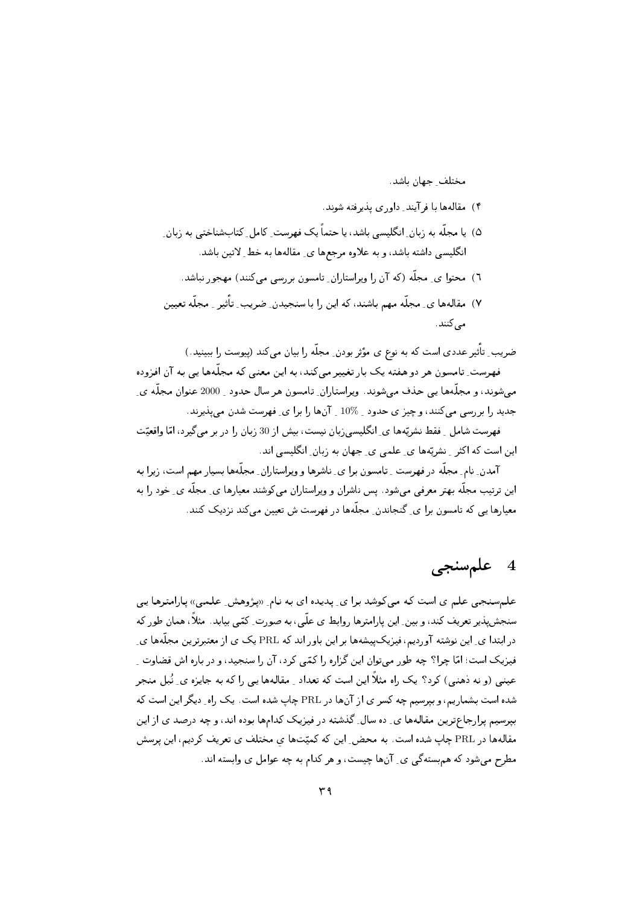مختلف ِ جهان باشد.

۴) مقاله‌ها با فرآیند ِ داوری پذیرفته شوند.

۵) یا مجلّه به زبان ِ انگلیسی باشد، یا حتماً یک فهرست ِ کامل ِ کتاب‌شناختی به زبان ِ انگلیسی داشته باشد، و به علاوه مرجع‌ها ی ِ مقاله‌ها به خط ِ لاتین باشد.

٦) محتوا ی ِ مجلّه (که آن را ویراستاران ِ تامسون بررسی می‌کنند) مهجور نباشد.

۷) مقاله‌ها ی ِ مجلّه مهم باشند، که این را با سنجیدن ِ ضریب ِ تأثیر ِ مجلّه تعیین می‌کنند.

ضریب ِ تأثیر عددی است که به نوع ی مؤثّر بودن ِ مجلّه را بیان می‌کند (پیوست را ببینید.)

فهرست ِ تامسون هر دو هفته یک بار تغییر می‌کند، به این معنی که مجلّه‌ها یی به آن افزوده می‌شوند، و مجلّه‌ها یی حذف می‌شوند. ویراستاران ِ تامسون هر سال حدود ِ 2000 عنوان مجلّه ی ِ جدید را بررسی می‌کنند، و چیز ی حدود ِ %10 ِ آن‌ها را برا ی ِ فهرست شدن می‌پذیرند.

فهرست شامل ِ فقط نشریّه‌ها ی ِ انگلیسی‌زبان نیست، بیش از 30 زبان را در بر می‌گیرد، امّا واقعیّت این است که اکثر ِ نشریّه‌ها ی ِ علمی ی ِ جهان به زبان ِ انگلیسی اند.

آمدن ِ نام ِ مجلّه در فهرست ِ تامسون برا ی ِ ناشرها و ویراستاران ِ مجلّه‌ها بسیار مهم است، زیرا به این ترتیب مجلّه بهتر معرفی می‌شود. پس ناشران و ویراستاران می‌کوشند معیارها ی ِ مجلّه ی ِ خود را به معیارها یی که تامسون برا ی ِ گنجاندن ِ مجلّه‌ها در فهرست ش تعیین می‌کند نزدیک کنند.

# 4 علم‌سنجی

علم‌سنجی علم ی است که می‌کوشد برا ی ِ پدیده ای به نام ِ «پژوهش ِ علمی» پارامترها یی سنجش‌پذیر تعریف کند، و بین ِ این پارامترها روابط ی علّی، به صورت ِ کمّی بیابد. مثلاً، همان طور که در ابتدا ی ِ این نوشته آوردیم، فیزیک‌پیشه‌ها بر این باور اند که PRL یک ی از معتبرترین مجلّه‌ها ی ِ فیزیک است؛ امّا چرا؟ چه طور می‌توان این گزاره را کمّی کرد، آن را سنجید، و در باره اش قضاوت ِ عینی (و نه ذهنی) کرد؟ یک راه مثلاً این است که تعداد ِ مقاله‌ها یی را که به جایزه ی ِ نُبل منجر شده است بشماریم، و بپرسیم چه کسر ی از آن‌ها در PRL چاپ شده است. یک راه ِ دیگر این است که بپرسیم پرارجاع‌ترین مقاله‌ها ی ِ ده سال ِ گذشته در فیزیک کدام‌ها بوده اند، و چه درصد ی از این مقاله‌ها در PRL چاپ شده است. به محض ِ این که کمیّت‌ها ی ِ مختلف ی تعریف کردیم، این پرسش مطرح می‌شود که هم‌بسته‌گی ی ِ آن‌ها چیست، و هر کدام به چه عوامل ی وابسته اند.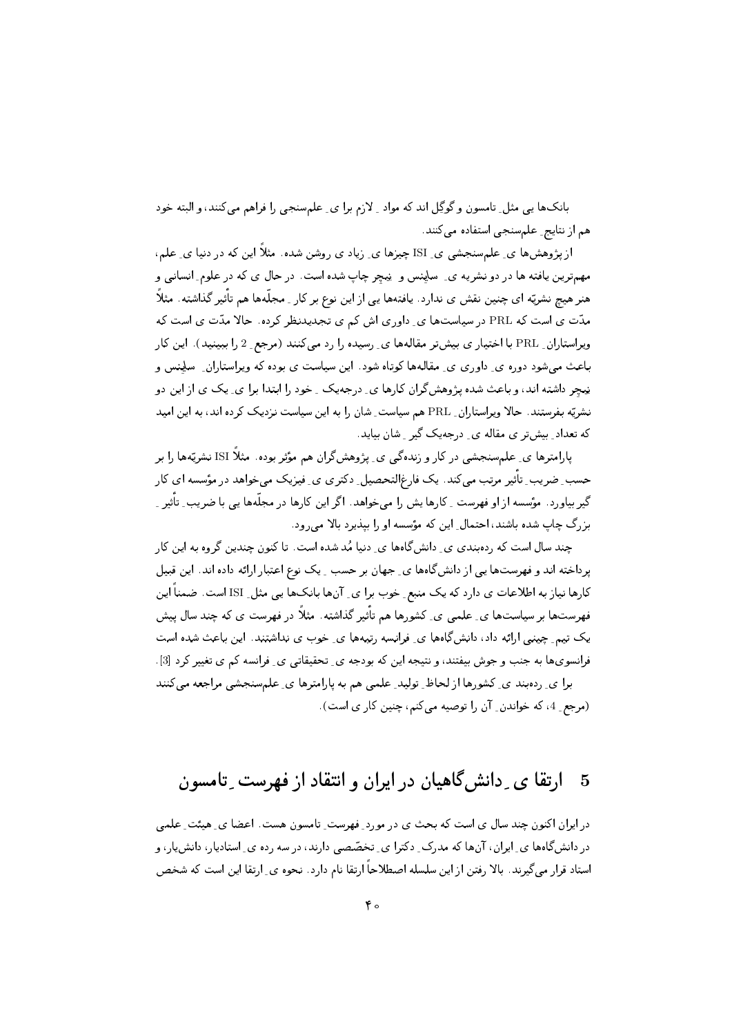بانک‌ها یی مثل ِ تامسون و گوگل اند که مواد ِ لازم برا ی ِ علم‌سنجی را فراهم می‌کنند، و البته خود هم از نتایج ِ علم‌سنجی استفاده می‌کنند.

از پژوهش‌ها ی ِ علم‌سنجشی ی ِ ISI چیزها ی ِ زیاد ی روشن شده. مثلاً این که در دنیا ی ِ علم، مهم‌ترین یافته ها در دو نشریه ی ِ ساینس و نیچر چاپ شده است. در حال ی که در علوم ِ انسانی و هنر هیچ نشریّه ای چنین نقش ی ندارد. یافته‌ها یی از این نوع بر کار ِ مجلّه‌ها هم تأثیر گذاشته. مثلاً مدّت ی است که PRL در سیاست‌ها ی ِ داوری اش کم ی تجدیدنظر کرده. حالا مدّت ی است که ویراستاران ِ PRL با اختیار ی بیش‌تر مقاله‌ها ی ِ رسیده را رد می‌کنند (مرجع ِ 2 را ببینید). این کار باعث می‌شود دوره ی ِ داوری ی ِ مقاله‌ها کوتاه شود. این سیاست ی بوده که ویراستاران ِ ساینس و نیچر داشته اند، و باعث شده پژوهش‌گران کارها ی ِ درجه‌یک ِ خود را ابتدا برا ی ِ یک ی از این دو نشریّه بفرستند. حالا ویراستاران ِ PRL هم سیاست ِ شان را به این سیاست نزدیک کرده اند، به این امید که تعداد ِ بیش‌تر ی مقاله ی ِ درجه‌یک گیر ِ شان بیاید.

پارامترها ی ِ علم‌سنجشی در کار و زنده‌گی ی ِ پژوهش‌گران هم مؤثر بوده. مثلاً ISI نشریّه‌ها را بر حسب ِ ضریب ِ تأثیر مرتب می‌کند. یک فارغ‌التحصیل ِ دکتری ی ِ فیزیک می‌خواهد در مؤسّسه ای کار گیر بیاورد. مؤسّسه از او فهرست ِ کارها یش را می‌خواهد. اگر این کارها در مجلّه‌ها یی با ضریب ِ تأثیر ِ بزرگ چاپ شده باشند، احتمال ِ این که مؤسسه او را بپذیرد بالا می‌رود.

چند سال است که رده‌بندی ی ِ دانش‌گاه‌ها ی ِ دنیا مُد شده است. تا کنون چندین گروه به این کار پرداخته اند و فهرست‌ها یی از دانش‌گاه‌ها ی ِ جهان بر حسب ِ یک نوع اعتبار ارائه داده اند. این قبیل کارها نیاز به اطلاعات ی دارد که یک منبع ِ خوب برا ی ِ آن‌ها بانک‌ها یی مثل ِ ISI است. ضمناً این فهرست‌ها بر سیاست‌ها ی ِ علمی ی ِ کشورها هم تأثیر گذاشته. مثلاً در فهرست ی که چند سال پیش یک تیم ِ چینی ارائه داد، دانش‌گاه‌ها ی ِ فرانسه رتبه‌ها ی ِ خوب ی نداشتند. این باعث شده است فرانسوی‌ها به جنب و جوش بیفتند، و نتیجه این که بودجه ی ِ تحقیقاتی ی ِ فرانسه کم ی تغییر کرد [3].

برا ی ِ رده‌بند ی ِ کشورها از لحاظ ِ تولید ِ علمی هم به پارامترها ی ِ علم‌سنجشی مراجعه می‌کنند (مرجع ِ 4، که خواندن ِ آن را توصیه می‌کنم، چنین کار ی است).

## 5 ارتقا ی ِ دانش‌گاهیان در ایران و انتقاد از فهرست ِ تامسون

در ایران اکنون چند سال ی است که بحث ی در مورد ِ فهرست ِ تامسون هست. اعضا ی ِ هیئت ِ علمی در دانش‌گاه‌ها ی ِ ایران، آن‌ها که مدرک ِ دکترا ی ِ تخصّصی دارند، در سه رده ی ِ استادیار، دانش‌یار، و استاد قرار می‌گیرند. بالا رفتن از این سلسله اصطلاحاً ارتقا نام دارد. نحوه ی ِ ارتقا این است که شخص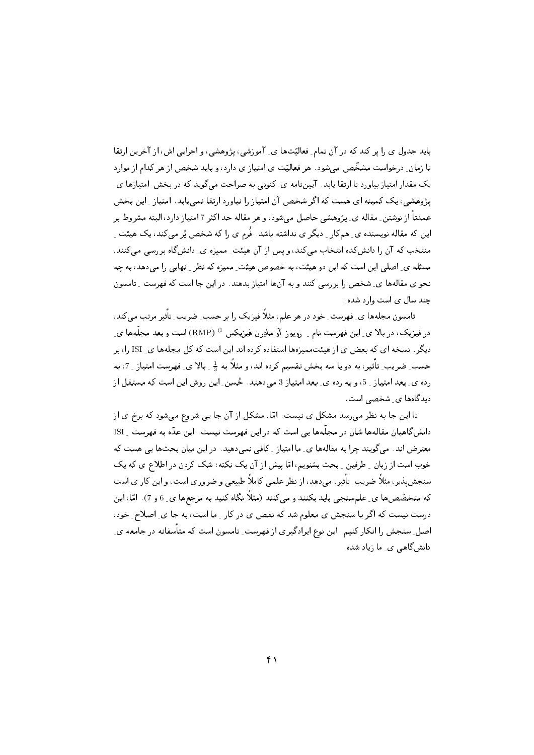باید جدول ی را پر کند که در آن تمام ـ فعالیّت‌ها ی ـ آموزشی، پژوهشی، و اجرایی اش، از آخرین ارتقا تا زمان ـ درخواست مشخّص می‌شود. هر فعالیّت ی امتیاز ی دارد، و باید شخص از هر کدام از موارد یک مقدار امتیاز بیاورد تا ارتقا یابد. آیین‌نامه ی ـ کنونی به صراحت می‌گوید که در بخش ـ امتیازها ی ـ پژوهشی، یک کمینه ای هست که اگر شخص آن امتیاز را نیاورد ارتقا نمی‌یابد. امتیاز ـ این بخش عمدتاً از نوشتن ـ مقاله ی ـ پژوهشی حاصل می‌شود، و هر مقاله حد اکثر 7 امتیاز دارد، البته مشروط بر این که مقاله نویسنده ی ـ هم‌کار ـ دیگر ی نداشته باشد. فُرم ی را که شخص پُر می‌کند، یک هیئت ـ منتخب که آن را دانش‌کده انتخاب می‌کند، و پس از آن هیئت ـ ممیزه ی ـ دانش‌گاه بررسی می‌کنند. مسئله ی ـ اصلی این است که این دو هیئت، به خصوص هیئت ـ ممیزه که نظر ـ نهایی را می‌دهد، به چه نحو ی مقاله‌ها ی ـ شخص را بررسی کنند و به آن‌ها امتیاز بدهند. در این جا است که فهرست ـ تامسون چند سال ی است وارد شده.

تامسون مجله‌ها ی ـ فهرست ـ خود در هر علم، مثلاً فیزیک را بر حسب ـ ضریب ـ تأثیر مرتب می‌کند. در فیزیک، در بالا ی ـ این فهرست نام ـ رویوز آو مادِرن فیزیکس [1] (RMP) است و بعد مجلّه‌ها ی ـ دیگر. نسخه ای که بعض ی از هیئت‌ممیزه‌ها استفاده کرده اند این است که کل مجله‌ها ی ـ ISI را، بر حسب ـ ضریب ـ تأثیر، به دو یا سه بخش تقسیم کرده اند، و مثلاً به $\frac{1}{3}$ ـ بالا ی ـ فهرست امتیاز ـ 7، به رده ی ـ بعد امتیاز ـ 5، و به رده ی ـ بعد امتیاز 3 می‌دهند. حُسن ـ این روش این است که مستقل از دیدگاه‌ها ی ـ شخصی است.

تا این جا به نظر می‌رسد مشکل ی نیست. امّا، مشکل از آن جا یی شروع می‌شود که برخ ی از دانش‌گاهیان مقاله‌ها شان در مجلّه‌ها یی است که در این فهرست نیست. این عدّه به فهرست ـ ISI معترض اند. می‌گویند چرا به مقاله‌ها ی ـ ما امتیاز ـ کافی نمی‌دهید. در این میان بحث‌ها یی هست که خوب است از زبان ـ طرفین ـ بحث بشنویم، امّا پیش از آن یک نکته: شک کردن در اطلاع ی که یک سنجش‌پذیر، مثلاً ضریب ـ تأثیر، می‌دهد، از نظر علمی کاملاً طبیعی و ضروری است، و این کار ی است که متخصّص‌ها ی ـ علم‌سنجی باید بکنند و می‌کنند (مثلاً نگاه کنید به مرجع‌ها ی ـ 6 و 7). امّا، این درست نیست که اگر با سنجش ی معلوم شد که نقص ی در کار ـ ما است، به جا ی ـ اصلاح ـ خود، اصل ـ سنجش را انکار کنیم. این نوع ایرادگیری از فهرست ـ تامسون است که متأسفانه در جامعه ی ـ دانش‌گاهی ی ـ ما زیاد شده.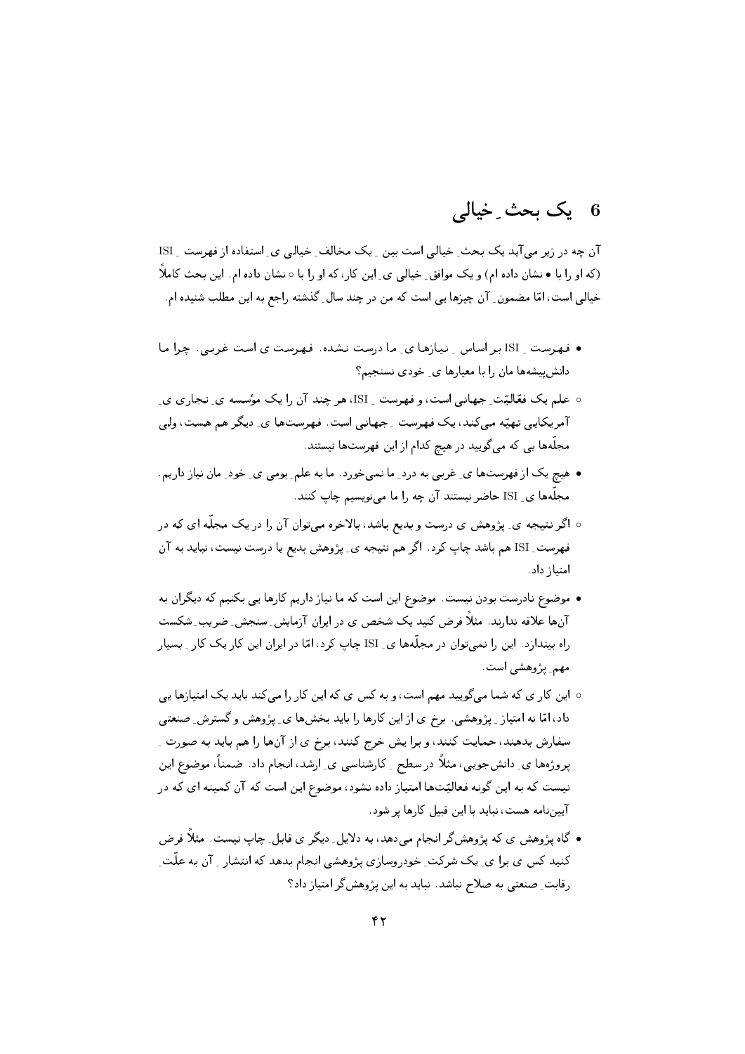# 6 یک بحث ِ خیالی

آن چه در زیر می‌آید یک بحث ِ خیالی است بین ِ یک مخالف ِ خیالی ی ِ استفاده از فهرست ِ ISI (که او را با • نشان داده ام) و یک موافق ِ خیالی ی ِ این کار، که او را با ○ نشان داده ام. این بحث کاملاً خیالی است، امّا مضمون ِ آن چیزها یی است که من در چند سال ِ گذشته راجع به این مطلب شنیده ام.

- • فهرست ِ ISI بر اساس ِ نیازها ی ِ ما درست نشده. فهرست ی است غربی. چرا ما دانش‌پیشه‌ها مان را با معیارها ی ِ خودی نسنجیم؟

- ○ علم یک فعّالیّت ِ جهانی است، و فهرست ِ ISI، هر چند آن را یک مؤسسه ی ِ تجاری ی ِ آمریکایی تهیّه می‌کند، یک فهرست ِ جهانی است. فهرست‌ها ی ِ دیگر هم هست، ولی مجلّه‌ها یی که می‌گویید در هیچ کدام از این فهرست‌ها نیستند.

- • هیچ یک از فهرست‌ها ی ِ غربی به درد ِ ما نمی‌خورد. ما به علم ِ بومی ی ِ خود ِ مان نیاز داریم. مجلّه‌ها ی ِ ISI حاضر نیستند آن چه را ما می‌نویسیم چاپ کنند.

- ○ اگر نتیجه ی ِ پژوهش ی درست و بدیع باشد، بالاخره می‌توان آن را در یک مجلّه ای که در فهرست ِ ISI هم باشد چاپ کرد. اگر هم نتیجه ی ِ پژوهش بدیع یا درست نیست، نباید به آن امتیاز داد.

- • موضوع نادرست بودن نیست. موضوع این است که ما نیاز داریم کارها یی بکنیم که دیگران به آن‌ها علاقه ندارند. مثلاً فرض کنید یک شخص ی در ایران آزمایش ِ سنجش ِ ضریب ِ شکست راه بیندازد. این را نمی‌توان در مجلّه‌ها ی ِ ISI چاپ کرد، امّا در ایران این کار یک کار ِ بسیار مهم ِ پژوهشی است.

- ○ این کار ی که شما می‌گویید مهم است، و به کس ی که این کار را می‌کند باید یک امتیازها یی داد، امّا نه امتیاز ِ پژوهشی. برخ ی از این کارها را باید بخش‌ها ی ِ پژوهش و گسترش ِ صنعتی سفارش بدهند، حمایت کنند، و برا یش خرج کنند، برخ ی از آن‌ها را هم باید به صورت ِ پروژه‌ها ی ِ دانش‌جویی، مثلاً در سطح ِ کارشناسی ی ِ ارشد، انجام داد. ضمناً، موضوع این نیست که به این گونه فعالیّت‌ها امتیاز داده نشود، موضوع این است که آن کمینه ای که در آیین‌نامه هست، نباید با این قبیل کارها پر شود.

- • گاه پژوهش ی که پژوهش‌گر انجام می‌دهد، به دلایل ِ دیگر ی قابل ِ چاپ نیست. مثلاً فرض کنید کس ی برا ی ِ یک شرکت ِ خودروسازی پژوهشی انجام بدهد که انتشار ِ آن به علّت ِ رقابت ِ صنعتی به صلاح نباشد. نباید به این پژوهش‌گر امتیاز داد؟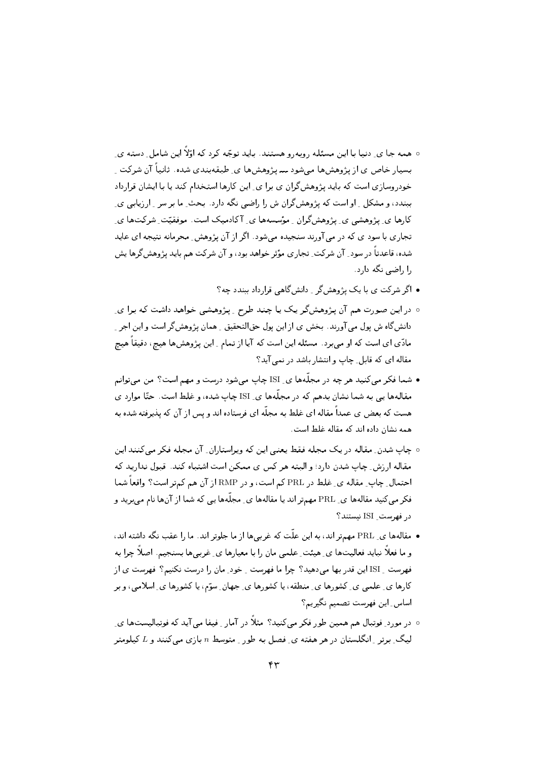- ○ همه جا ی ِ دنیا با این مسئله روبه‌رو هستند. باید توجّه کرد که اوّلاً این شامل ِ دسته ی ِ بسیار خاص ی از پژوهش‌ها می‌شود ـــ پژوهش‌ها ی ِ طبقه‌بندی شده. ثانیاً آن شرکت ِ خودروسازی است که باید پژوهش‌گران ی برا ی ِ این کارها استخدام کند یا با ایشان قرارداد ببندد، و مشکل ِ او است که پژوهش‌گران ش را راضی نگه دارد. بحث ِ ما بر سر ِ ارزیابی ی ِ کارها ی ِ پژوهشی ی ِ پژوهش‌گران ِ مؤسسه‌ها ی ِ آکادمیک است. موفقیّت ِ شرکت‌ها ی ِ تجاری با سود ی که در می‌آورند سنجیده می‌شود. اگر از آن پژوهش ِ محرمانه نتیجه ای عاید شده، قاعدتاً در سود ِ آن شرکت ِ تجاری مؤثر خواهد بود، و آن شرکت هم باید پژوهش‌گرها یش را راضی نگه دارد.

- • اگر شرکت ی با یک پژوهش‌گر ِ دانش‌گاهی قرارداد ببندد چه؟

- ○ در این صورت هم آن پژوهش‌گر یک یا چند طرح ِ پژوهشی خواهد داشت که برا ی ِ دانش‌گاه ش پول می‌آورند. بخش ی از این پول حق‌التحقیق ِ همان پژوهش‌گر است و این اجر ِ مادّی ای است که او می‌برد. مسئله این است که آیا از تمام ِ این پژوهش‌ها هیچ، دقیقاً هیچ مقاله ای که قابل ِ چاپ و انتشار باشد در نمی‌آید؟

- • شما فکر می‌کنید هر چه در مجلّه‌ها ی ِ ISI چاپ می‌شود درست و مهم است؟ من می‌توانم مقاله‌ها یی به شما نشان بدهم که در مجلّه‌ها ی ِ ISI چاپ شده، و غلط است. حتّا موارد ی هست که بعض ی عمداً مقاله ای غلط به مجلّه ای فرستاده اند و پس از آن که پذیرفته شده به همه نشان داده اند که مقاله غلط است.

- ○ چاپ شدن ِ مقاله در یک مجله فقط یعنی این که ویراستاران ِ آن مجله فکر می‌کنند این مقاله ارزش ِ چاپ شدن دارد؛ و البته هر کس ی ممکن است اشتباه کند. قبول ندارید که احتمال ِ چاپ ِ مقاله ی ِ غلط در PRL کم است، و در RMP از آن هم کم‌تر است؟ واقعاً شما فکر می‌کنید مقاله‌ها ی ِ PRL مهم‌تر اند یا مقاله‌ها ی ِ مجلّه‌ها یی که شما از آن‌ها نام می‌برید و در فهرست ِ ISI نیستند؟

- • مقاله‌ها ی ِ PRL مهم‌تر اند، به این علّت که غربی‌ها از ما جلوتر اند. ما را عقب نگه داشته اند، و ما فعلاً نباید فعالیت‌ها ی ِ هیئت ِ علمی مان را با معیارها ی ِ غربی‌ها بسنجیم. اصلاً چرا به فهرست ِ ISI این قدر بها می‌دهید؟ چرا ما فهرست ِ خود ِ مان را درست نکنیم؟ فهرست ی از کارها ی ِ علمی ی ِ کشورها ی ِ منطقه، یا کشورها ی ِ جهان ِ سوّم، یا کشورها ی ِ اسلامی، و بر اساس ِ این فهرست تصمیم نگیریم؟

- ○ در مورد ِ فوتبال هم همین طور فکر می‌کنید؟ مثلاً در آمار ِ فیفا می‌آید که فوتبالیست‌ها ی ِ لیگ ِ برتر ِ انگلستان در هر هفته ی ِ فصل به طور ِ متوسط $n$ بازی می‌کنند و $L$ کیلومتر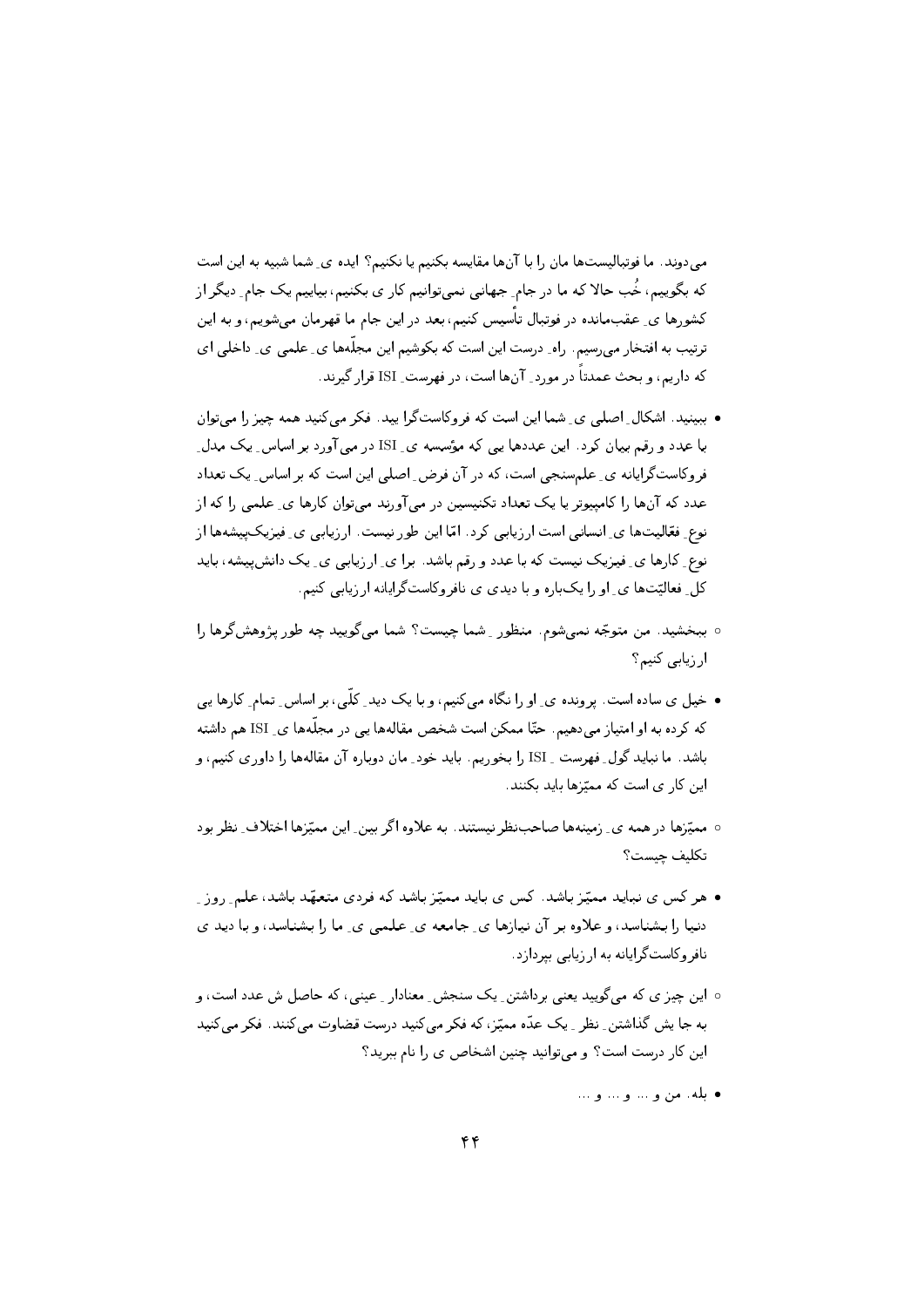می‌دوند. ما فوتبالیست‌ها مان را با آن‌ها مقایسه بکنیم یا نکنیم؟ ایده ی ِ شما شبیه به این است که بگوییم، خُب حالا که ما در جام ِ جهانی نمی‌توانیم کار ی بکنیم، بیاییم یک جام ِ دیگر از کشورها ی ِ عقب‌مانده در فوتبال تأسیس کنیم، بعد در این جام ما قهرمان می‌شویم، و به این ترتیب به افتخار می‌رسیم. راه ِ درست این است که بکوشیم این مجلّه‌ها ی ِ علمی ی ِ داخلی ای که داریم، و بحث عمدتاً در مورد ِ آن‌ها است، در فهرست ِ ISI قرار گیرند.

- ببینید. اشکال ِ اصلی ی ِ شما این است که فروکاست‌گرا یید. فکر می‌کنید همه چیز را می‌توان با عدد و رقم بیان کرد. این عددها یی که مؤسسه ی ِ ISI در می‌آورد بر اساس ِ یک مدل ِ فروکاست‌گرایانه ی ِ علم‌سنجی است، که در آن فرض ِ اصلی این است که بر اساس ِ یک تعداد عدد که آن‌ها را کامپیوتر یا یک تعداد تکنیسین در می‌آورند می‌توان کارها ی ِ علمی را که از نوع ِ فعّالیت‌ها ی ِ انسانی است ارزیابی کرد. امّا این طور نیست. ارزیابی ی ِ فیزیک‌پیشه‌ها از نوع ِ کارها ی ِ فیزیک نیست که با عدد و رقم باشد. برا ی ِ ارزیابی ی ِ یک دانش‌پیشه، باید کل ِ فعالیّت‌ها ی ِ او را یک‌باره و با دیدی ی نافروکاست‌گرایانه ارزیابی کنیم.

○ ببخشید. من متوجّه نمی‌شوم. منظور ِ شما چیست؟ شما می‌گویید چه طور پژوهش‌گرها را ارزیابی کنیم؟

- خیل ی ساده است. پرونده ی ِ او را نگاه می‌کنیم، و با یک دید ِ کلّی، بر اساس ِ تمام ِ کارها یی که کرده به او امتیاز می‌دهیم. حتّا ممکن است شخص مقاله‌ها یی در مجلّه‌ها ی ِ ISI هم داشته باشد. ما نباید گول ِ فهرست ِ ISI را بخوریم. باید خود ِ مان دوباره آن مقاله‌ها را داوری کنیم، و این کار ی است که ممیّزها باید بکنند.

○ ممیّزها در همه ی ِ زمینه‌ها صاحب‌نظر نیستند. به علاوه اگر بین ِ این ممیّزها اختلاف ِ نظر بود تکلیف چیست؟

- هر کس ی نباید ممیّز باشد. کس ی باید ممیّز باشد که فردی متعهّد باشد، علم ِ روز ِ دنیا را بشناسد، و علاوه بر آن نیازها ی ِ جامعه ی ِ علمی ی ِ ما را بشناسد، و با دید ی نافروکاست‌گرایانه به ارزیابی بپردازد.

○ این چیز ی که می‌گویید یعنی برداشتن ِ یک سنجش ِ معنادار ِ عینی، که حاصل ش عدد است، و به جا یش گذاشتن ِ نظر ِ یک عدّه ممیّز، که فکر می‌کنید درست قضاوت می‌کنند. فکر می‌کنید این کار درست است؟ و می‌توانید چنین اشخاص ی را نام ببرید؟

- بله. من و ... و ... و ...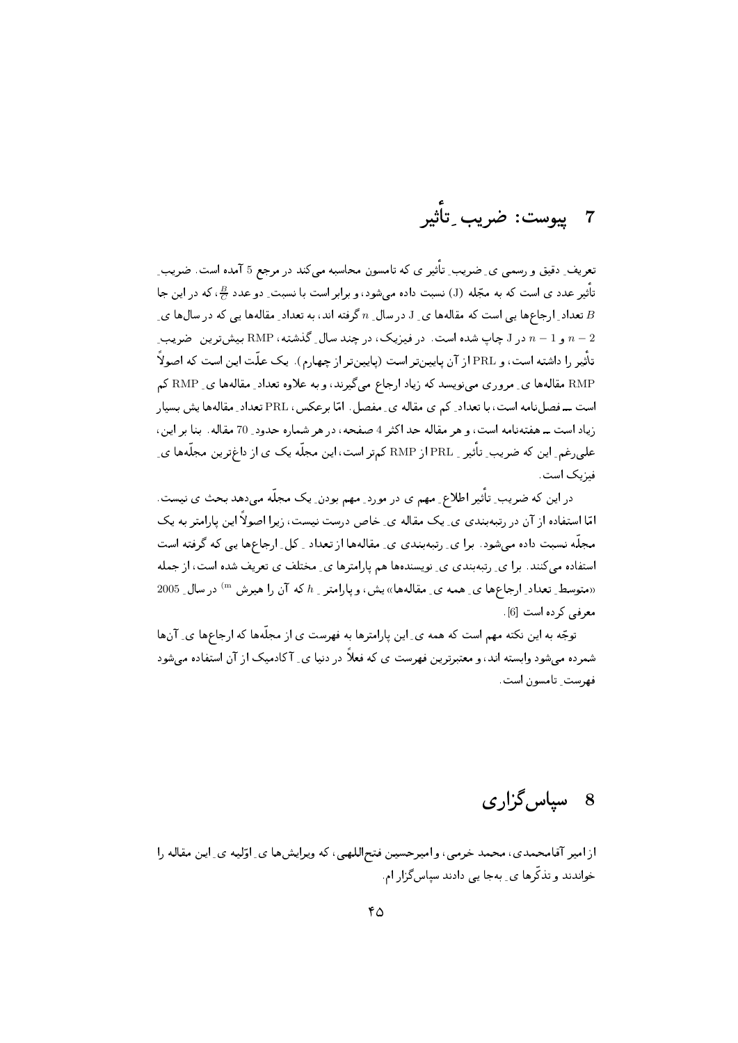## 7 پیوست: ضریبِ تأثیر

تعریفِ دقیق و رسمی یِ ضریبِ تأثیر ی که تامسون محاسبه می‌کند در مرجع 5 آمده است. ضریبِ تأثیر عدد ی است که به مجلّه (J) نسبت داده می‌شود، و برابر است با نسبتِ دو عدد $\frac{B}{C}$، که در این جا $B$ تعدادِ ارجاع‌ها یی است که مقاله‌ها یِ J در سالِ $n$ گرفته اند، به تعدادِ مقاله‌ها یی که در سال‌ها یِ $n-2$ و $n-1$ در J چاپ شده است. در فیزیک، در چند سالِ گذشته، RMP بیش‌ترین ضریبِ تأثیر را داشته است، و PRL از آن پایین‌تر است (پایین‌تر از چهارم). یک علّت این است که اصولاً RMP مقاله‌ها یِ مروری می‌نویسد که زیاد ارجاع می‌گیرند، و به علاوه تعدادِ مقاله‌ها یِ RMP کم است ـــ فصل‌نامه است، با تعدادِ کم ی مقاله یِ مفصل. امّا برعکس، PRL تعدادِ مقاله‌ها یش بسیار زیاد است ـــ هفته‌نامه است، و هر مقاله حد اکثر 4 صفحه، در هر شماره حدودِ 70 مقاله. بنا بر این، علی‌رغمِ این که ضریبِ تأثیرِ PRL از RMP کم‌تر است، این مجلّه یک ی از داغ‌ترین مجلّه‌ها یِ فیزیک است.

در این که ضریبِ تأثیر اطلاعِ مهم ی در موردِ مهم بودنِ یک مجلّه می‌دهد بحث ی نیست. امّا استفاده از آن در رتبه‌بندی یِ یک مقاله یِ خاص درست نیست، زیرا اصولاً این پارامتر به یک مجلّه نسبت داده می‌شود. برا یِ رتبه‌بندی یِ مقاله‌ها از تعدادِ کلِ ارجاع‌ها یی که گرفته است استفاده می‌کنند. برا یِ رتبه‌بندی یِ نویسنده‌ها هم پارامترها یِ مختلف ی تعریف شده است، از جمله «متوسطِ تعدادِ ارجاع‌ها یِ همه یِ مقاله‌ها» یش، و پارامترِ $h$ که آن را هیرش [m] در سالِ 2005 معرفی کرده است [6].

توجّه به این نکته مهم است که همه یِ این پارامترها به فهرست ی از مجلّه‌ها که ارجاع‌ها یِ آن‌ها شمرده می‌شود وابسته اند، و معتبرترین فهرست ی که فعلاً در دنیا یِ آکادمیک از آن استفاده می‌شود فهرستِ تامسون است.

## 8 سپاس‌گزاری

از امیر آقامحمدی، محمد خرمی، و امیرحسین فتح‌اللهی، که ویرایش‌ها یِ اوّلیه یِ این مقاله را خواندند و تذکّرها یِ به‌جا یی دادند سپاس‌گزار ام.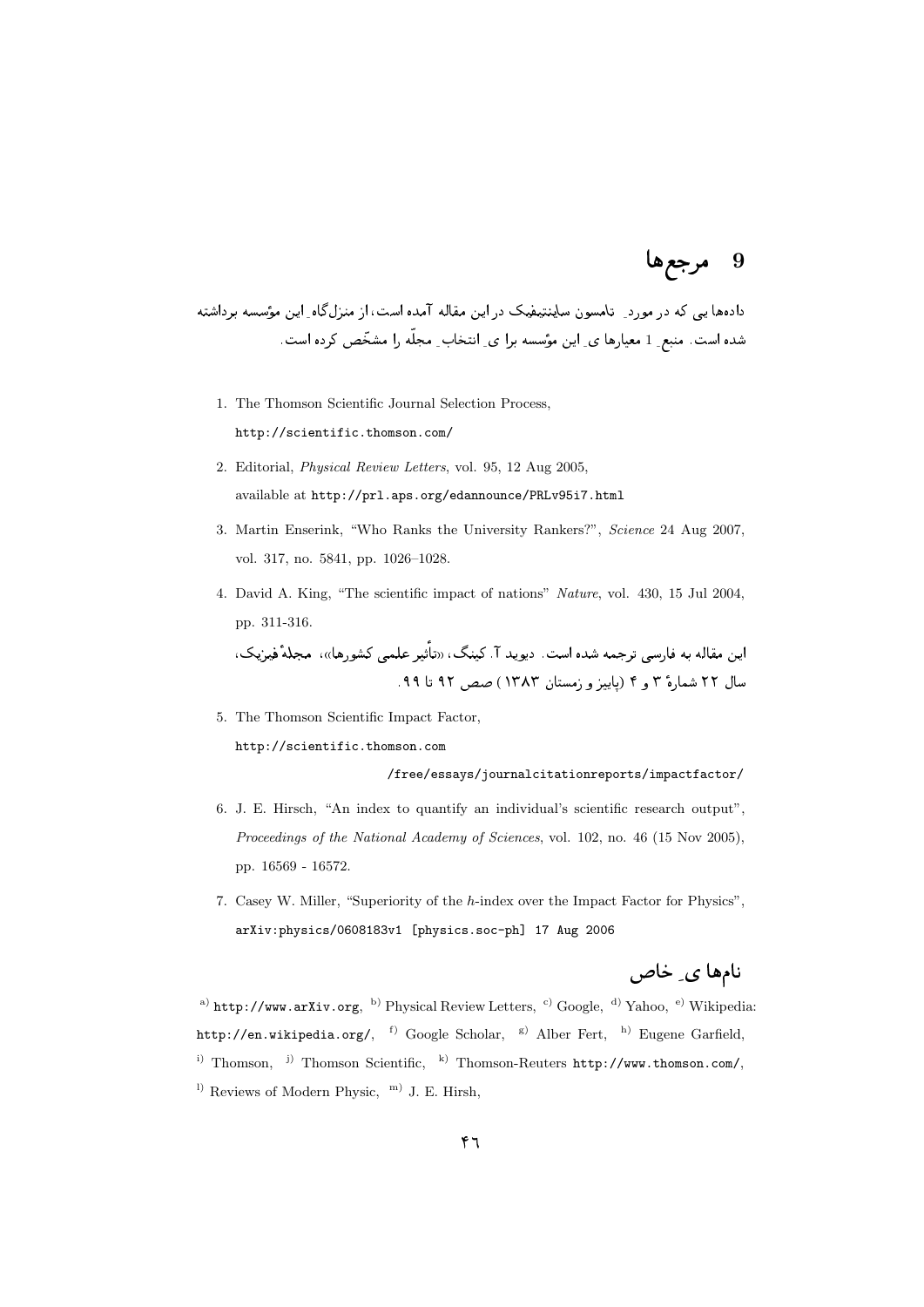# 9 مرجع‌ها

داده‌ها یی که در موردِ تامسون ساینتیفیک در این مقاله آمده است، از منزل‌گاهِ این مؤسسه برداشته شده است. منبعِ 1 معیارها یِ این مؤسسه برا یِ انتخابِ مجلّه را مشخّص کرده است.

1. The Thomson Scientific Journal Selection Process,
   `http://scientific.thomson.com/`

2. Editorial, *Physical Review Letters*, vol. 95, 12 Aug 2005,
   available at `http://prl.aps.org/edannounce/PRLv95i7.html`

3. Martin Enserink, "Who Ranks the University Rankers?", *Science* 24 Aug 2007, vol. 317, no. 5841, pp. 1026–1028.

4. David A. King, "The scientific impact of nations" *Nature*, vol. 430, 15 Jul 2004, pp. 311-316.

   این مقاله به فارسی ترجمه شده است. دیوید آ. کینگ، «تأثیر علمی کشورها»، مجلهٔ فیزیک، سال ۲۲ شمارهٔ ۳ و ۴ (پاییز و زمستان ۱۳۸۳) صص ۹۲ تا ۹۹.

5. The Thomson Scientific Impact Factor,
   `http://scientific.thomson.com`
   `/free/essays/journalcitationreports/impactfactor/`

6. J. E. Hirsch, "An index to quantify an individual's scientific research output", *Proceedings of the National Academy of Sciences*, vol. 102, no. 46 (15 Nov 2005), pp. 16569 - 16572.

7. Casey W. Miller, "Superiority of the *h*-index over the Impact Factor for Physics", `arXiv:physics/0608183v1 [physics.soc-ph] 17 Aug 2006`

## نام‌ها یِ خاص

[a] `http://www.arXiv.org`, [b] Physical Review Letters, [c] Google, [d] Yahoo, [e] Wikipedia: `http://en.wikipedia.org/`, [f] Google Scholar, [g] Alber Fert, [h] Eugene Garfield, [i] Thomson, [j] Thomson Scientific, [k] Thomson-Reuters `http://www.thomson.com/`, [l] Reviews of Modern Physic, [m] J. E. Hirsh,